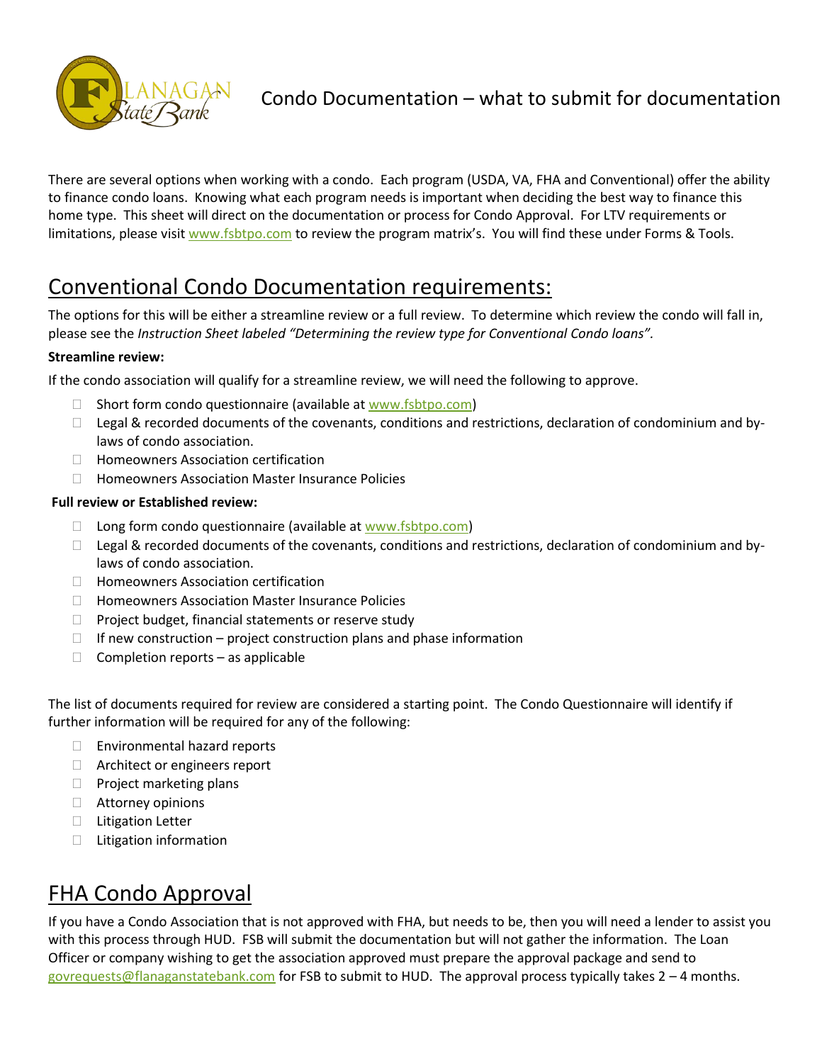# Condo Documentation – what to submit for documentation

There are several options when working with a condo. Each program (USDA, VA, FHA and Conventional) offer the ability to finance condo loans. Knowing what each program needs is important when deciding the best way to finance this home type. This sheet will direct on the documentation or process for Condo Approval. For LTV requirements or limitations, please visit www.fsbtpo.com to review the program matrix's. You will find these under Forms & Tools.

## Conventional Condo Documentation requirements:

The options for this will be either a streamline review or a full review. To determine which review the condo will fall in, please see the *Instruction Sheet labeled "Determining the review type for Conventional Condo loans"*.

**Streamline review:**

If the condo association will qualify for a streamline review, we will need the following to approve.

- Short form condo questionnaire (available at www.fsbtpo.com)
- Legal & recorded documents of the covenants, conditions and restrictions, declaration of condominium and by-laws of condo association.
- Homeowners Association certification
- Homeowners Association Master Insurance Policies

**Full review or Established review:**

- Long form condo questionnaire (available at www.fsbtpo.com)
- Legal & recorded documents of the covenants, conditions and restrictions, declaration of condominium and by-laws of condo association.
- Homeowners Association certification
- Homeowners Association Master Insurance Policies
- Project budget, financial statements or reserve study
- If new construction – project construction plans and phase information
- Completion reports – as applicable

The list of documents required for review are considered a starting point. The Condo Questionnaire will identify if further information will be required for any of the following:

- Environmental hazard reports
- Architect or engineers report
- Project marketing plans
- Attorney opinions
- Litigation Letter
- Litigation information

## FHA Condo Approval

If you have a Condo Association that is not approved with FHA, but needs to be, then you will need a lender to assist you with this process through HUD. FSB will submit the documentation but will not gather the information. The Loan Officer or company wishing to get the association approved must prepare the approval package and send to govrequests@flanaganstatebank.com for FSB to submit to HUD. The approval process typically takes 2 – 4 months.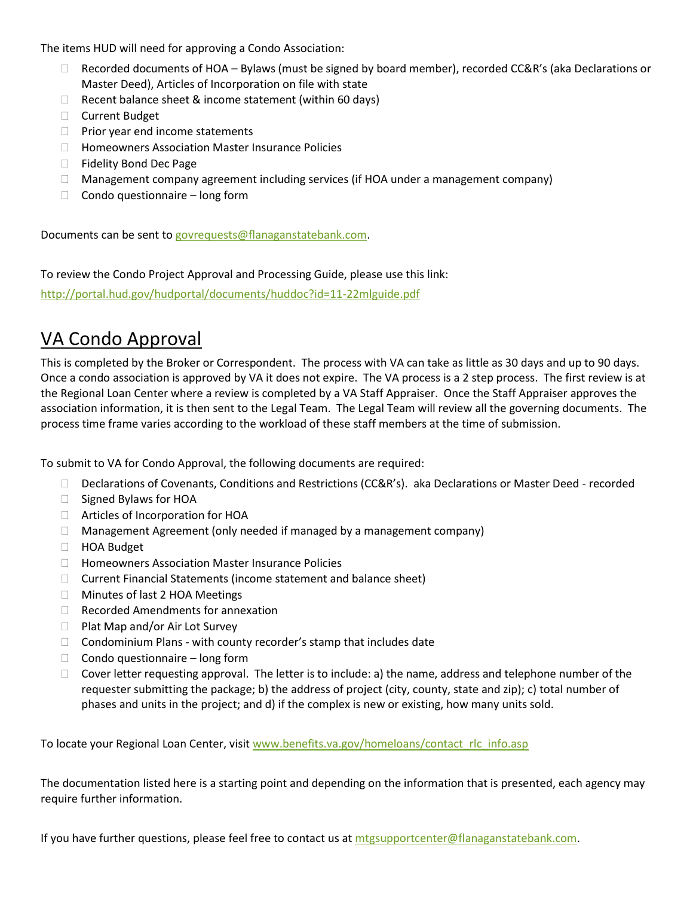The items HUD will need for approving a Condo Association:

- Recorded documents of HOA – Bylaws (must be signed by board member), recorded CC&R's (aka Declarations or Master Deed), Articles of Incorporation on file with state
- Recent balance sheet & income statement (within 60 days)
- Current Budget
- Prior year end income statements
- Homeowners Association Master Insurance Policies
- Fidelity Bond Dec Page
- Management company agreement including services (if HOA under a management company)
- Condo questionnaire – long form

Documents can be sent to govrequests@flanaganstatebank.com.

To review the Condo Project Approval and Processing Guide, please use this link:
http://portal.hud.gov/hudportal/documents/huddoc?id=11-22mlguide.pdf

# VA Condo Approval

This is completed by the Broker or Correspondent. The process with VA can take as little as 30 days and up to 90 days. Once a condo association is approved by VA it does not expire. The VA process is a 2 step process. The first review is at the Regional Loan Center where a review is completed by a VA Staff Appraiser. Once the Staff Appraiser approves the association information, it is then sent to the Legal Team. The Legal Team will review all the governing documents. The process time frame varies according to the workload of these staff members at the time of submission.

To submit to VA for Condo Approval, the following documents are required:

- Declarations of Covenants, Conditions and Restrictions (CC&R's). aka Declarations or Master Deed - recorded
- Signed Bylaws for HOA
- Articles of Incorporation for HOA
- Management Agreement (only needed if managed by a management company)
- HOA Budget
- Homeowners Association Master Insurance Policies
- Current Financial Statements (income statement and balance sheet)
- Minutes of last 2 HOA Meetings
- Recorded Amendments for annexation
- Plat Map and/or Air Lot Survey
- Condominium Plans - with county recorder's stamp that includes date
- Condo questionnaire – long form
- Cover letter requesting approval. The letter is to include: a) the name, address and telephone number of the requester submitting the package; b) the address of project (city, county, state and zip); c) total number of phases and units in the project; and d) if the complex is new or existing, how many units sold.

To locate your Regional Loan Center, visit www.benefits.va.gov/homeloans/contact_rlc_info.asp

The documentation listed here is a starting point and depending on the information that is presented, each agency may require further information.

If you have further questions, please feel free to contact us at mtgsupportcenter@flanaganstatebank.com.